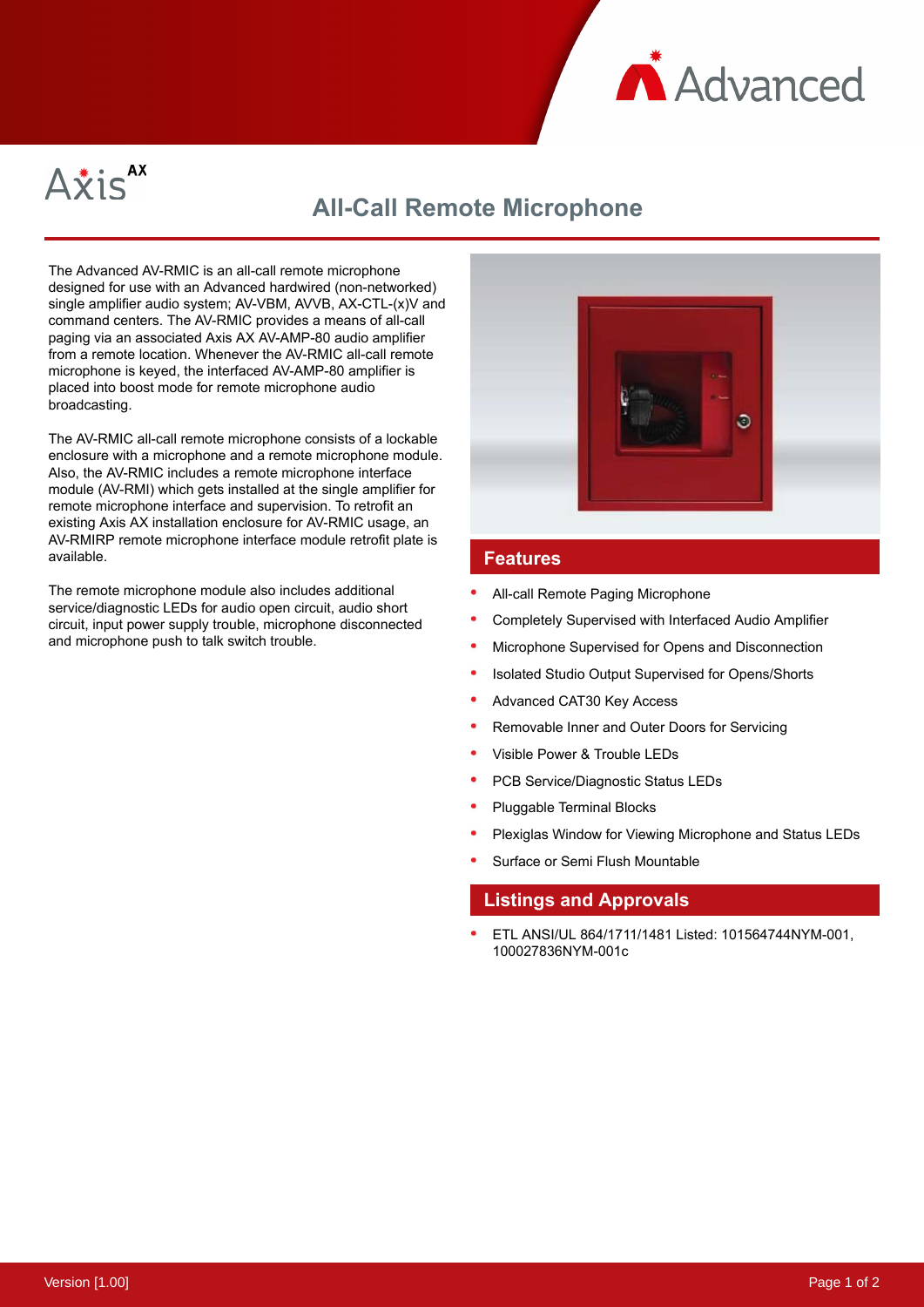# All-Call Remote Microphone

The Advanced AV-RMIC is an all-call remote microphone designed for use with an Advanced hardwired (non-networked) single amplifier audio system; AV-VBM, AVVB, AX-CTL-(x)V and command centers. The AV-RMIC provides a means of all-call paging via an associated Axis AX AV-AMP-80 audio amplifier from a remote location. Whenever the AV-RMIC all-call remote microphone is keyed, the interfaced AV-AMP-80 amplifier is placed into boost mode for remote microphone audio broadcasting.

The AV-RMIC all-call remote microphone consists of a lockable enclosure with a microphone and a remote microphone module. Also, the AV-RMIC includes a remote microphone interface module (AV-RMI) which gets installed at the single amplifier for remote microphone interface and supervision. To retrofit an existing Axis AX installation enclosure for AV-RMIC usage, an AV-RMIRP remote microphone interface module retrofit plate is available.

The remote microphone module also includes additional service/diagnostic LEDs for audio open circuit, audio short circuit, input power supply trouble, microphone disconnected and microphone push to talk switch trouble.

## Features

- All-call Remote Paging Microphone
- Completely Supervised with Interfaced Audio Amplifier
- Microphone Supervised for Opens and Disconnection
- Isolated Studio Output Supervised for Opens/Shorts
- Advanced CAT30 Key Access
- Removable Inner and Outer Doors for Servicing
- Visible Power & Trouble LEDs
- PCB Service/Diagnostic Status LEDs
- Pluggable Terminal Blocks
- Plexiglas Window for Viewing Microphone and Status LEDs
- Surface or Semi Flush Mountable

## Listings and Approvals

- ETL ANSI/UL 864/1711/1481 Listed: 101564744NYM-001, 100027836NYM-001c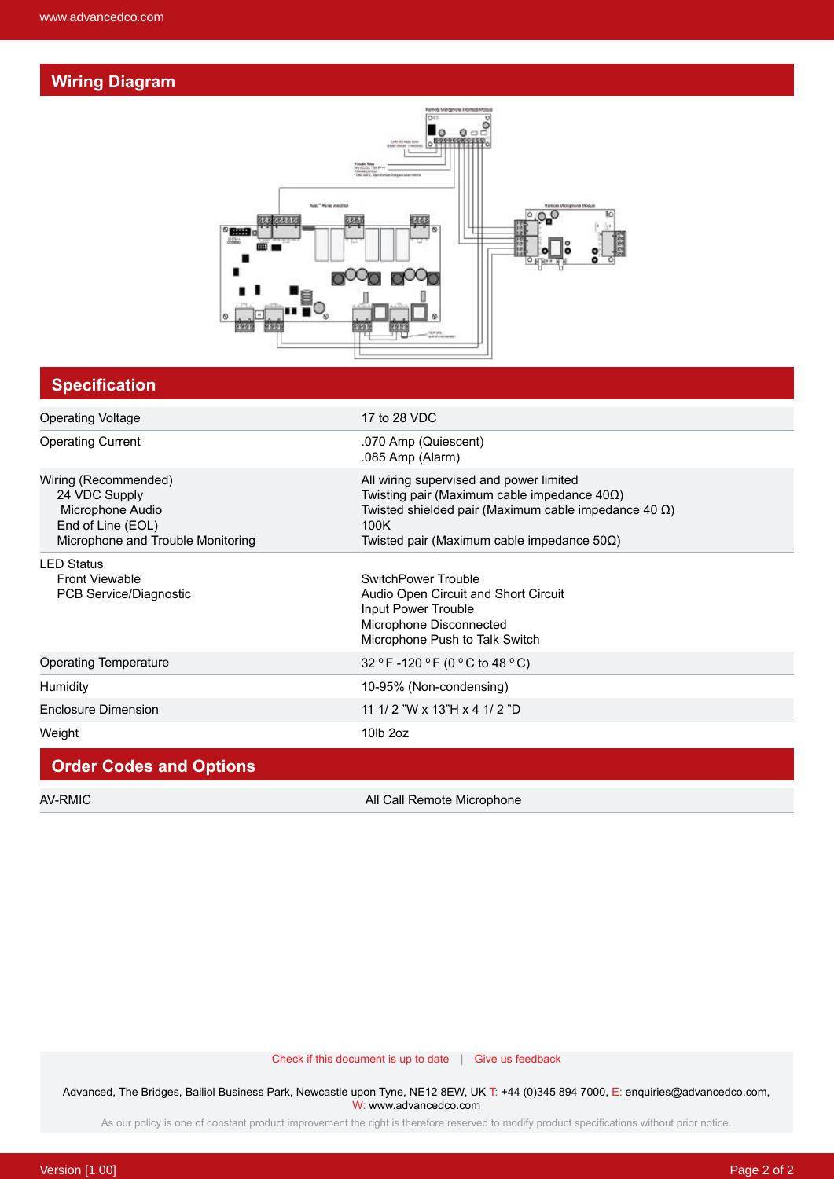## Wiring Diagram

## Specification

| | |
|---|---|
| Operating Voltage | 17 to 28 VDC |
| Operating Current | .070 Amp (Quiescent)<br>.085 Amp (Alarm) |
| Wiring (Recommended)<br>24 VDC Supply<br>Microphone Audio<br>End of Line (EOL)<br>Microphone and Trouble Monitoring | All wiring supervised and power limited<br>Twisting pair (Maximum cable impedance 40Ω)<br>Twisted shielded pair (Maximum cable impedance 40 Ω)<br>100K<br>Twisted pair (Maximum cable impedance 50Ω) |
| LED Status<br>Front Viewable<br>PCB Service/Diagnostic | <br>SwitchPower Trouble<br>Audio Open Circuit and Short Circuit<br>Input Power Trouble<br>Microphone Disconnected<br>Microphone Push to Talk Switch |
| Operating Temperature | 32 °F -120 °F (0 °C to 48 °C) |
| Humidity | 10-95% (Non-condensing) |
| Enclosure Dimension | 11 1/ 2 "W x 13"H x 4 1/ 2 "D |
| Weight | 10lb 2oz |

## Order Codes and Options

| | |
|---|---|
| AV-RMIC | All Call Remote Microphone |

Check if this document is up to date | Give us feedback

Advanced, The Bridges, Balliol Business Park, Newcastle upon Tyne, NE12 8EW, UK T: +44 (0)345 894 7000, E: enquiries@advancedco.com, W: www.advancedco.com

As our policy is one of constant product improvement the right is therefore reserved to modify product specifications without prior notice.

Version [1.00]